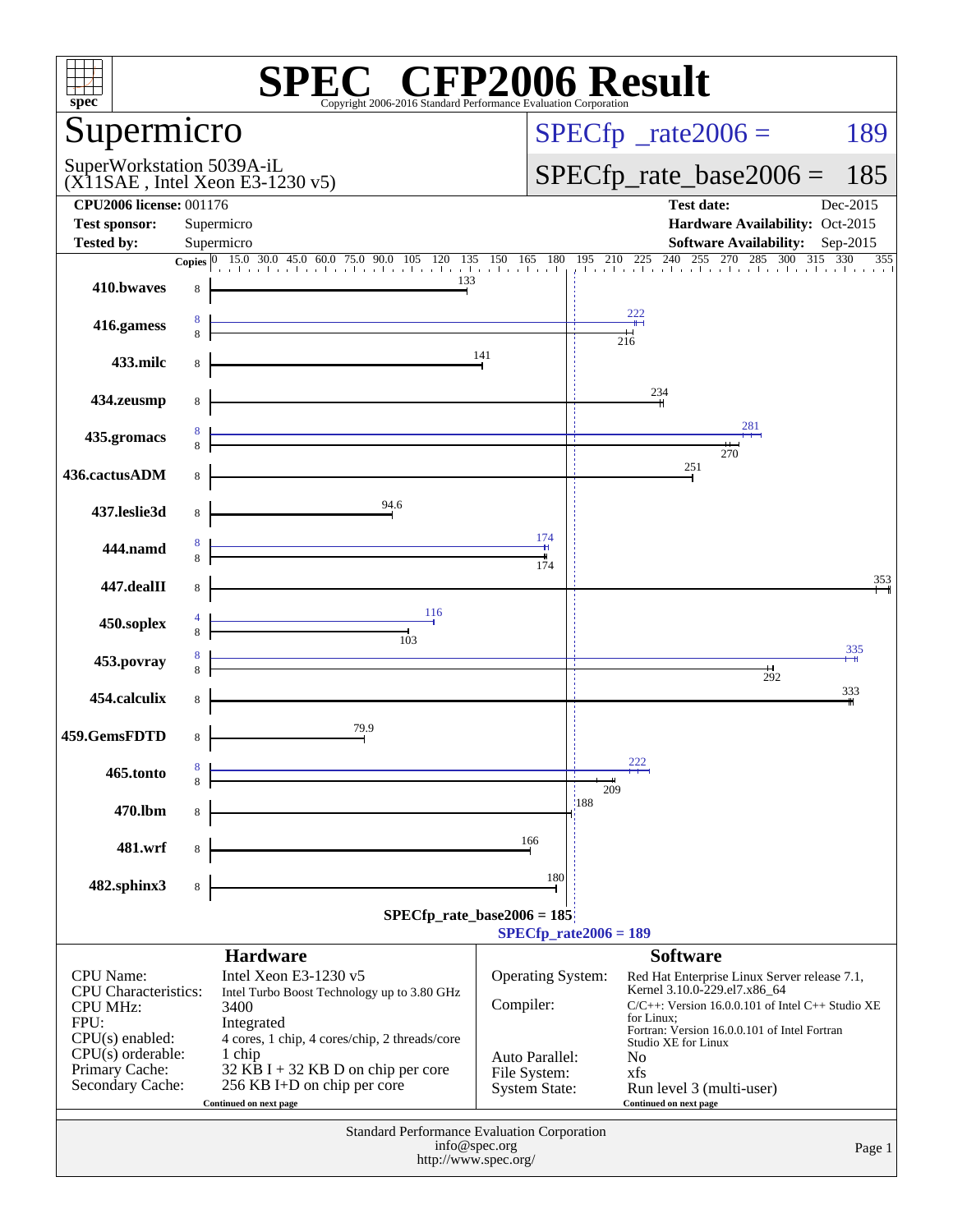# SPEC CFP2006 Result

Copyright 2006-2016 Standard Performance Evaluation Corporation

## Supermicro

SuperWorkstation 5039A-iL
(X11SAE , Intel Xeon E3-1230 v5)

SPECfp_rate2006 = 189

SPECfp_rate_base2006 = 185

| | | | |
|---|---|---|---|
| **CPU2006 license:** 001176 | | **Test date:** | Dec-2015 |
| **Test sponsor:** | Supermicro | **Hardware Availability:** | Oct-2015 |
| **Tested by:** | Supermicro | **Software Availability:** | Sep-2015 |

| Benchmark | Copies (peak) | Copies (base) | Peak | Base |
|---|---|---|---|---|
| 410.bwaves | | 8 | | 133 |
| 416.gamess | 8 | 8 | 222 | 216 |
| 433.milc | | 8 | | 141 |
| 434.zeusmp | | 8 | | 234 |
| 435.gromacs | 8 | 8 | 281 | 270 |
| 436.cactusADM | | 8 | | 251 |
| 437.leslie3d | | 8 | | 94.6 |
| 444.namd | 8 | 8 | 174 | 174 |
| 447.dealII | | 8 | | 353 |
| 450.soplex | 4 | 8 | 116 | 103 |
| 453.povray | 8 | 8 | 335 | 292 |
| 454.calculix | | 8 | | 333 |
| 459.GemsFDTD | | 8 | | 79.9 |
| 465.tonto | 8 | 8 | 222 | 209 |
| 470.lbm | | 8 | | 188 |
| 481.wrf | | 8 | | 166 |
| 482.sphinx3 | | 8 | | 180 |

SPECfp_rate_base2006 = 185

SPECfp_rate2006 = 189

### Hardware

| | |
|---|---|
| CPU Name: | Intel Xeon E3-1230 v5 |
| CPU Characteristics: | Intel Turbo Boost Technology up to 3.80 GHz |
| CPU MHz: | 3400 |
| FPU: | Integrated |
| CPU(s) enabled: | 4 cores, 1 chip, 4 cores/chip, 2 threads/core |
| CPU(s) orderable: | 1 chip |
| Primary Cache: | 32 KB I + 32 KB D on chip per core |
| Secondary Cache: | 256 KB I+D on chip per core |

Continued on next page

### Software

| | |
|---|---|
| Operating System: | Red Hat Enterprise Linux Server release 7.1, Kernel 3.10.0-229.el7.x86_64 |
| Compiler: | C/C++: Version 16.0.0.101 of Intel C++ Studio XE for Linux; Fortran: Version 16.0.0.101 of Intel Fortran Studio XE for Linux |
| Auto Parallel: | No |
| File System: | xfs |
| System State: | Run level 3 (multi-user) |

Continued on next page

Standard Performance Evaluation Corporation
info@spec.org
http://www.spec.org/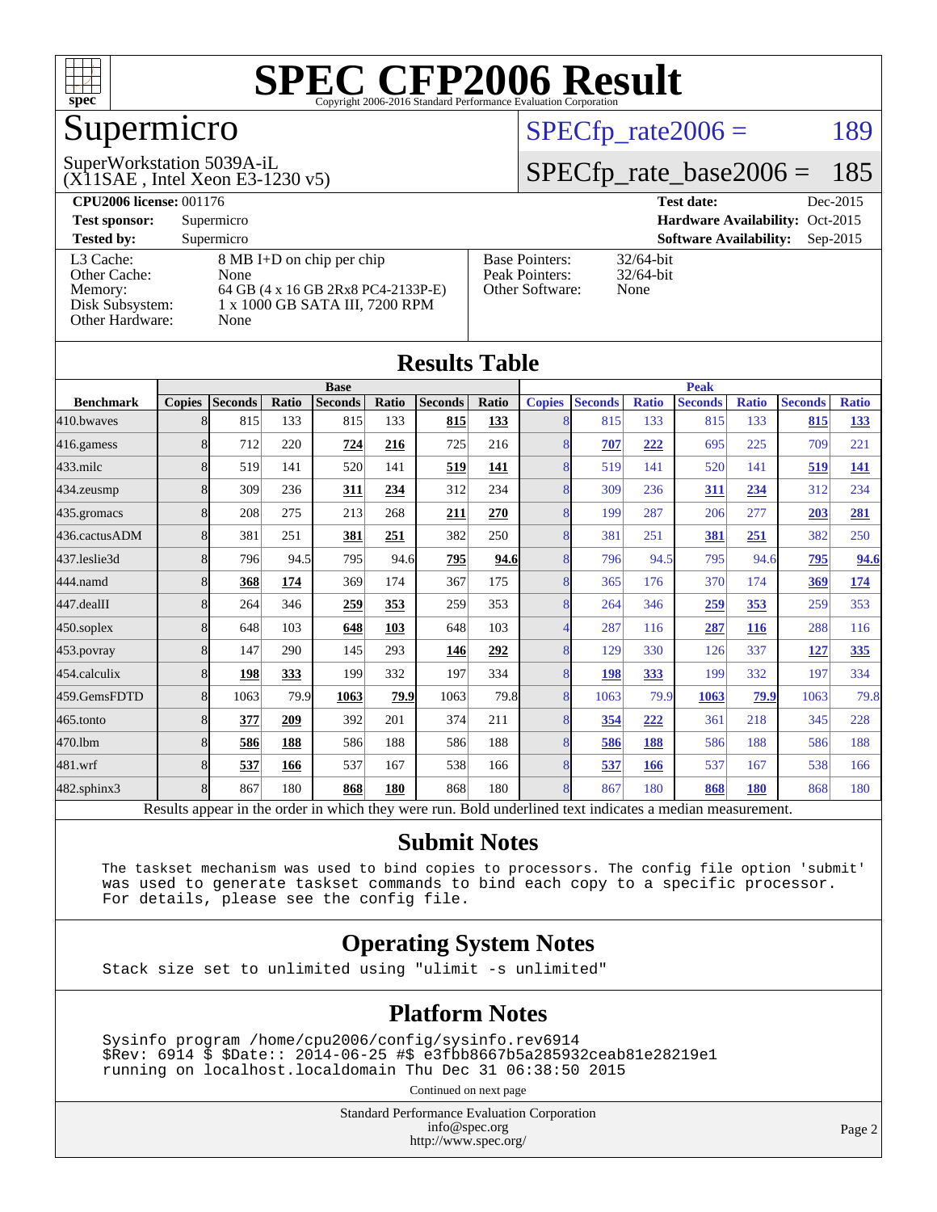# SPEC CFP2006 Result

Copyright 2006-2016 Standard Performance Evaluation Corporation

## Supermicro

SuperWorkstation 5039A-iL
(X11SAE , Intel Xeon E3-1230 v5)

SPECfp_rate2006 = 189

SPECfp_rate_base2006 = 185

| | | | |
|---|---|---|---|
| **CPU2006 license:** 001176 | | **Test date:** | Dec-2015 |
| **Test sponsor:** | Supermicro | **Hardware Availability:** | Oct-2015 |
| **Tested by:** | Supermicro | **Software Availability:** | Sep-2015 |

| | |
|---|---|
| L3 Cache: | 8 MB I+D on chip per chip |
| Other Cache: | None |
| Memory: | 64 GB (4 x 16 GB 2Rx8 PC4-2133P-E) |
| Disk Subsystem: | 1 x 1000 GB SATA III, 7200 RPM |
| Other Hardware: | None |

| | |
|---|---|
| Base Pointers: | 32/64-bit |
| Peak Pointers: | 32/64-bit |
| Other Software: | None |

## Results Table

| Benchmark | Base | | | | | | | Peak | | | | | | |
|---|---|---|---|---|---|---|---|---|---|---|---|---|---|---|
| | Copies | Seconds | Ratio | Seconds | Ratio | Seconds | Ratio | Copies | Seconds | Ratio | Seconds | Ratio | Seconds | Ratio |
| 410.bwaves | 8 | 815 | 133 | 815 | 133 | **815** | **133** | 8 | 815 | 133 | 815 | 133 | **815** | **133** |
| 416.gamess | 8 | 712 | 220 | **724** | **216** | 725 | 216 | 8 | **707** | **222** | 695 | 225 | 709 | 221 |
| 433.milc | 8 | 519 | 141 | 520 | 141 | **519** | **141** | 8 | 519 | 141 | 520 | 141 | **519** | **141** |
| 434.zeusmp | 8 | 309 | 236 | **311** | **234** | 312 | 234 | 8 | 309 | 236 | **311** | **234** | 312 | 234 |
| 435.gromacs | 8 | 208 | 275 | 213 | 268 | **211** | **270** | 8 | 199 | 287 | 206 | 277 | **203** | **281** |
| 436.cactusADM | 8 | 381 | 251 | **381** | **251** | 382 | 250 | 8 | 381 | 251 | **381** | **251** | 382 | 250 |
| 437.leslie3d | 8 | 796 | 94.5 | 795 | 94.6 | **795** | **94.6** | 8 | 796 | 94.5 | 795 | 94.6 | **795** | **94.6** |
| 444.namd | 8 | **368** | **174** | 369 | 174 | 367 | 175 | 8 | 365 | 176 | 370 | 174 | **369** | **174** |
| 447.dealII | 8 | 264 | 346 | **259** | **353** | 259 | 353 | 8 | 264 | 346 | **259** | **353** | 259 | 353 |
| 450.soplex | 8 | 648 | 103 | **648** | **103** | 648 | 103 | 4 | 287 | 116 | **287** | **116** | 288 | 116 |
| 453.povray | 8 | 147 | 290 | 145 | 293 | **146** | **292** | 8 | 129 | 330 | 126 | 337 | **127** | **335** |
| 454.calculix | 8 | **198** | **333** | 199 | 332 | 197 | 334 | 8 | **198** | **333** | 199 | 332 | 197 | 334 |
| 459.GemsFDTD | 8 | 1063 | 79.9 | **1063** | **79.9** | 1063 | 79.8 | 8 | 1063 | 79.9 | **1063** | **79.9** | 1063 | 79.8 |
| 465.tonto | 8 | **377** | **209** | 392 | 201 | 374 | 211 | 8 | **354** | **222** | 361 | 218 | 345 | 228 |
| 470.lbm | 8 | **586** | **188** | 586 | 188 | 586 | 188 | 8 | **586** | **188** | 586 | 188 | 586 | 188 |
| 481.wrf | 8 | **537** | **166** | 537 | 167 | 538 | 166 | 8 | **537** | **166** | 537 | 167 | 538 | 166 |
| 482.sphinx3 | 8 | 867 | 180 | **868** | **180** | 868 | 180 | 8 | 867 | 180 | **868** | **180** | 868 | 180 |

Results appear in the order in which they were run. Bold underlined text indicates a median measurement.

## Submit Notes

```
The taskset mechanism was used to bind copies to processors. The config file option 'submit'
was used to generate taskset commands to bind each copy to a specific processor.
For details, please see the config file.
```

## Operating System Notes

```
Stack size set to unlimited using "ulimit -s unlimited"
```

## Platform Notes

```
Sysinfo program /home/cpu2006/config/sysinfo.rev6914
$Rev: 6914 $ $Date:: 2014-06-25 #$ e3fbb8667b5a285932ceab81e28219e1
running on localhost.localdomain Thu Dec 31 06:38:50 2015
```

Continued on next page

Standard Performance Evaluation Corporation
info@spec.org
http://www.spec.org/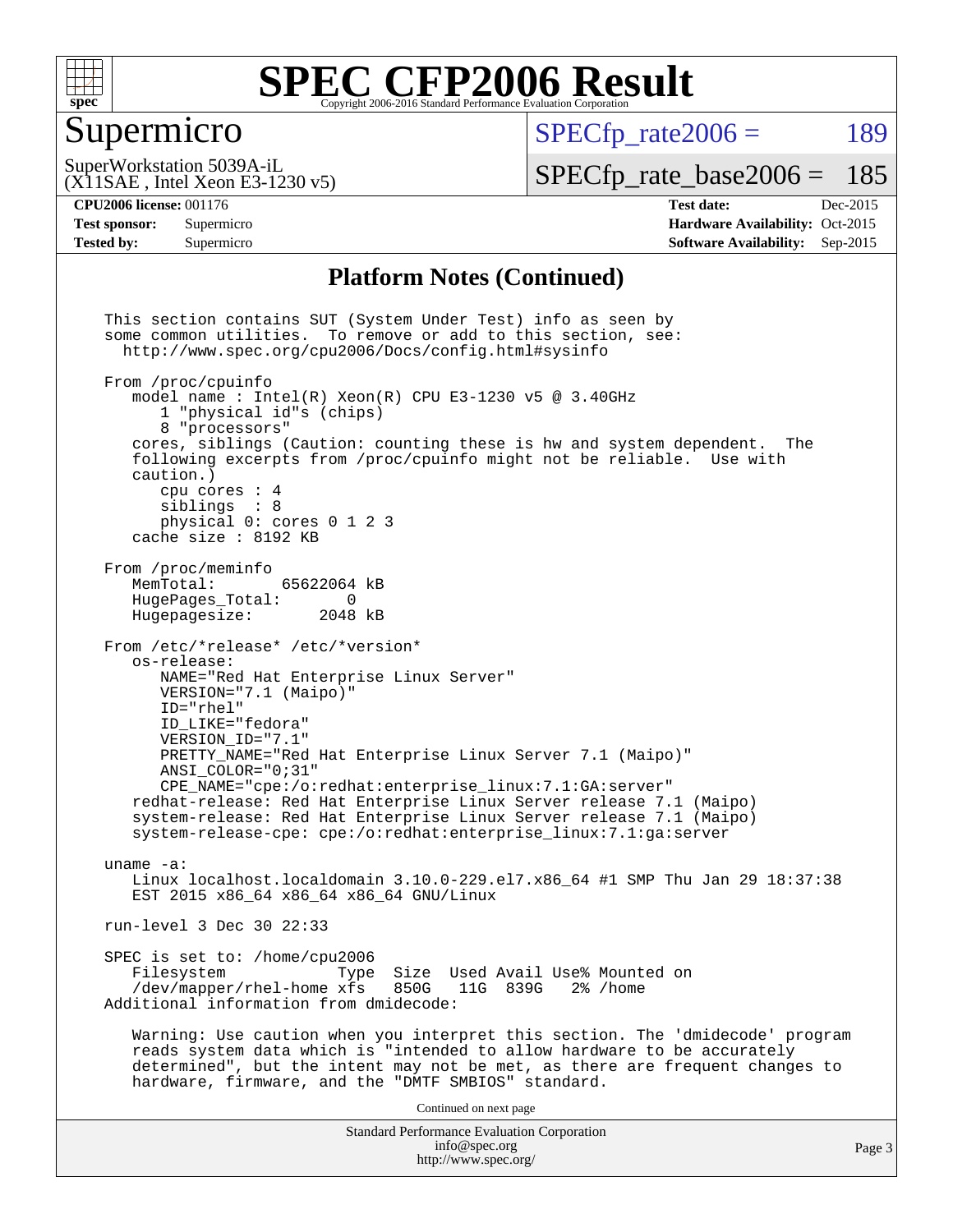# SPEC CFP2006 Result

Copyright 2006-2016 Standard Performance Evaluation Corporation

## Supermicro

SuperWorkstation 5039A-iL
(X11SAE , Intel Xeon E3-1230 v5)

SPECfp_rate2006 = 189

SPECfp_rate_base2006 = 185

**CPU2006 license:** 001176
**Test sponsor:** Supermicro
**Tested by:** Supermicro

**Test date:** Dec-2015
**Hardware Availability:** Oct-2015
**Software Availability:** Sep-2015

## Platform Notes (Continued)

```
This section contains SUT (System Under Test) info as seen by
some common utilities.  To remove or add to this section, see:
  http://www.spec.org/cpu2006/Docs/config.html#sysinfo

From /proc/cpuinfo
   model name : Intel(R) Xeon(R) CPU E3-1230 v5 @ 3.40GHz
      1 "physical id"s (chips)
      8 "processors"
   cores, siblings (Caution: counting these is hw and system dependent.  The
   following excerpts from /proc/cpuinfo might not be reliable.  Use with
   caution.)
      cpu cores : 4
      siblings  : 8
      physical 0: cores 0 1 2 3
   cache size : 8192 KB

From /proc/meminfo
   MemTotal:       65622064 kB
   HugePages_Total:       0
   Hugepagesize:       2048 kB

From /etc/*release* /etc/*version*
   os-release:
      NAME="Red Hat Enterprise Linux Server"
      VERSION="7.1 (Maipo)"
      ID="rhel"
      ID_LIKE="fedora"
      VERSION_ID="7.1"
      PRETTY_NAME="Red Hat Enterprise Linux Server 7.1 (Maipo)"
      ANSI_COLOR="0;31"
      CPE_NAME="cpe:/o:redhat:enterprise_linux:7.1:GA:server"
   redhat-release: Red Hat Enterprise Linux Server release 7.1 (Maipo)
   system-release: Red Hat Enterprise Linux Server release 7.1 (Maipo)
   system-release-cpe: cpe:/o:redhat:enterprise_linux:7.1:ga:server

uname -a:
   Linux localhost.localdomain 3.10.0-229.el7.x86_64 #1 SMP Thu Jan 29 18:37:38
   EST 2015 x86_64 x86_64 x86_64 GNU/Linux

run-level 3 Dec 30 22:33

SPEC is set to: /home/cpu2006
   Filesystem            Type  Size  Used Avail Use% Mounted on
   /dev/mapper/rhel-home xfs   850G   11G  839G   2% /home
Additional information from dmidecode:

   Warning: Use caution when you interpret this section. The 'dmidecode' program
   reads system data which is "intended to allow hardware to be accurately
   determined", but the intent may not be met, as there are frequent changes to
   hardware, firmware, and the "DMTF SMBIOS" standard.
```

Continued on next page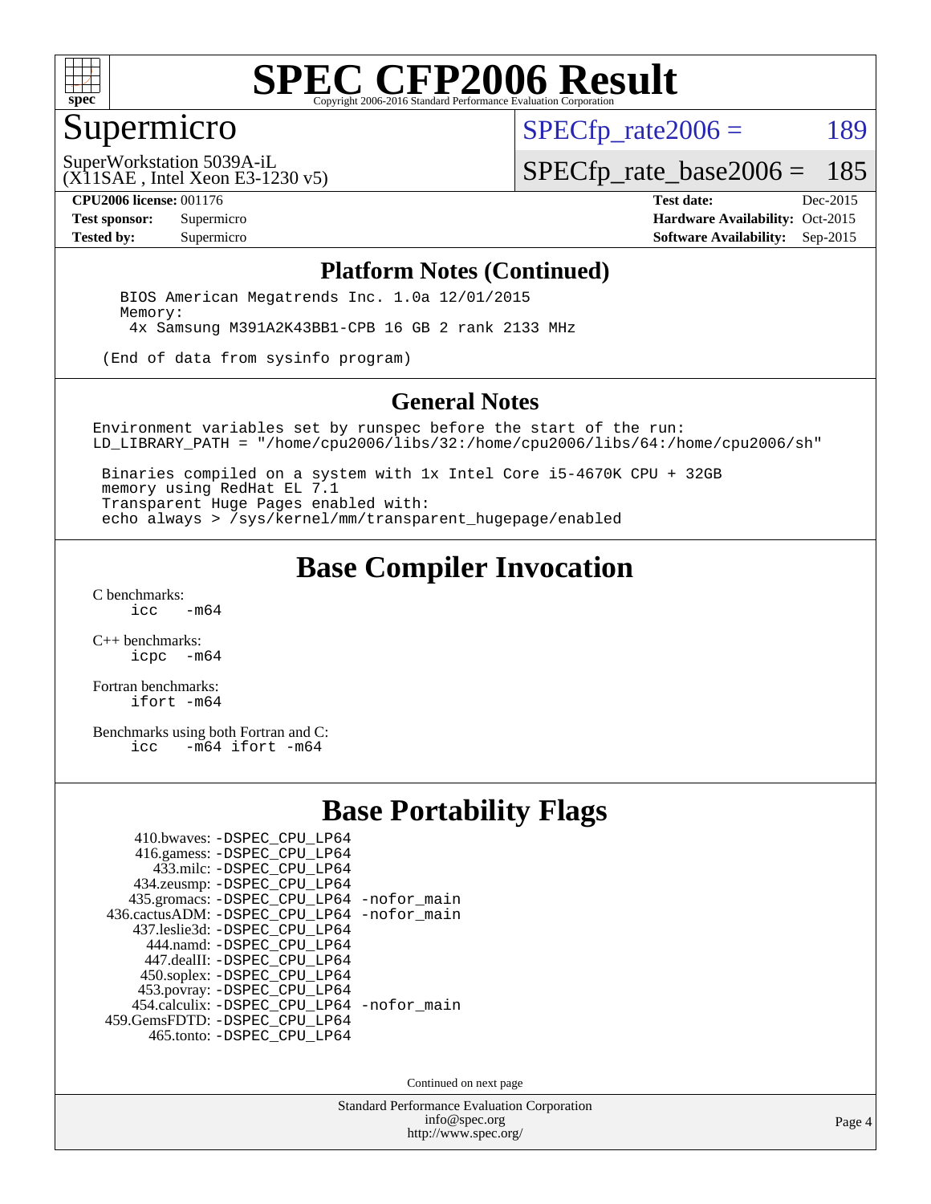# SPEC CFP2006 Result

Copyright 2006-2016 Standard Performance Evaluation Corporation

## Supermicro

SuperWorkstation 5039A-iL
(X11SAE , Intel Xeon E3-1230 v5)

SPECfp_rate2006 = 189

SPECfp_rate_base2006 = 185

| | | | |
|---|---|---|---|
| **CPU2006 license:** | 001176 | **Test date:** | Dec-2015 |
| **Test sponsor:** | Supermicro | **Hardware Availability:** | Oct-2015 |
| **Tested by:** | Supermicro | **Software Availability:** | Sep-2015 |

### Platform Notes (Continued)

```
BIOS American Megatrends Inc. 1.0a 12/01/2015
Memory:
 4x Samsung M391A2K43BB1-CPB 16 GB 2 rank 2133 MHz

(End of data from sysinfo program)
```

### General Notes

```
Environment variables set by runspec before the start of the run:
LD_LIBRARY_PATH = "/home/cpu2006/libs/32:/home/cpu2006/libs/64:/home/cpu2006/sh"

 Binaries compiled on a system with 1x Intel Core i5-4670K CPU + 32GB
 memory using RedHat EL 7.1
 Transparent Huge Pages enabled with:
 echo always > /sys/kernel/mm/transparent_hugepage/enabled
```

## Base Compiler Invocation

C benchmarks:
```
icc   -m64
```

C++ benchmarks:
```
icpc  -m64
```

Fortran benchmarks:
```
ifort -m64
```

Benchmarks using both Fortran and C:
```
icc   -m64 ifort -m64
```

## Base Portability Flags

```
   410.bwaves: -DSPEC_CPU_LP64
   416.gamess: -DSPEC_CPU_LP64
     433.milc: -DSPEC_CPU_LP64
   434.zeusmp: -DSPEC_CPU_LP64
  435.gromacs: -DSPEC_CPU_LP64 -nofor_main
 436.cactusADM: -DSPEC_CPU_LP64 -nofor_main
  437.leslie3d: -DSPEC_CPU_LP64
     444.namd: -DSPEC_CPU_LP64
   447.dealII: -DSPEC_CPU_LP64
    450.soplex: -DSPEC_CPU_LP64
    453.povray: -DSPEC_CPU_LP64
  454.calculix: -DSPEC_CPU_LP64 -nofor_main
 459.GemsFDTD: -DSPEC_CPU_LP64
    465.tonto: -DSPEC_CPU_LP64
```

Continued on next page

Standard Performance Evaluation Corporation
info@spec.org
http://www.spec.org/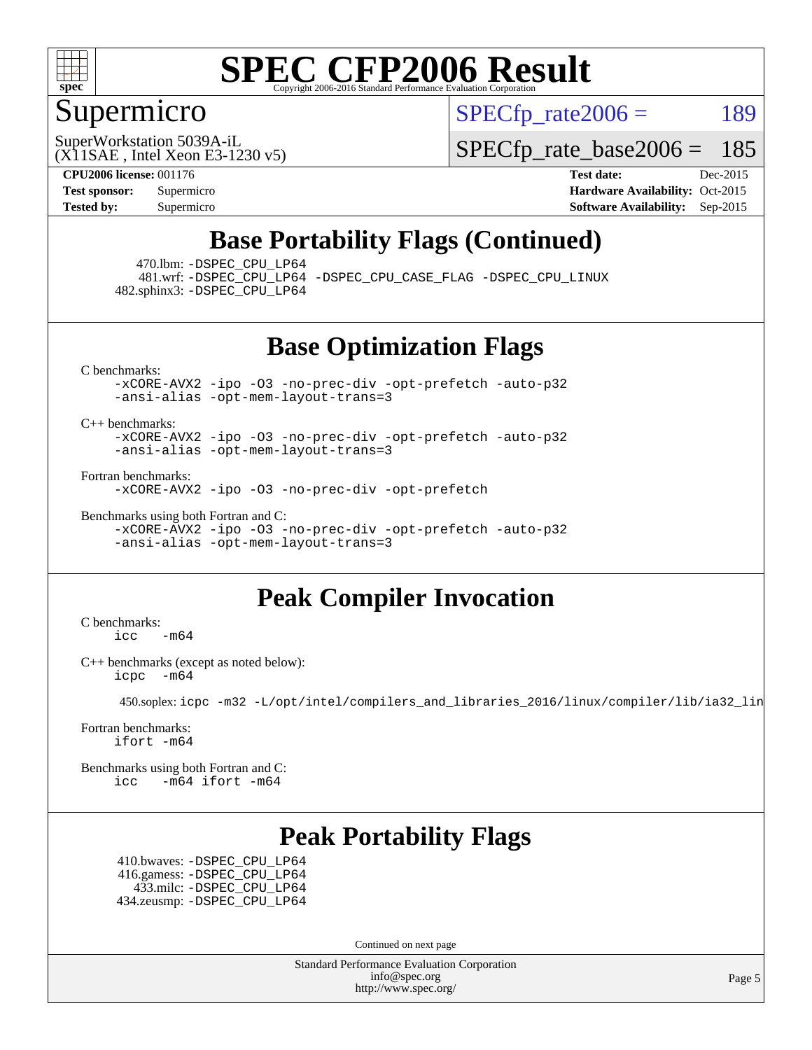# SPEC CFP2006 Result

Copyright 2006-2016 Standard Performance Evaluation Corporation

## Supermicro

SuperWorkstation 5039A-iL
(X11SAE , Intel Xeon E3-1230 v5)

SPECfp_rate2006 = 189

SPECfp_rate_base2006 = 185

**CPU2006 license:** 001176
**Test sponsor:** Supermicro
**Tested by:** Supermicro

**Test date:** Dec-2015
**Hardware Availability:** Oct-2015
**Software Availability:** Sep-2015

## Base Portability Flags (Continued)

470.lbm: -DSPEC_CPU_LP64
481.wrf: -DSPEC_CPU_LP64 -DSPEC_CPU_CASE_FLAG -DSPEC_CPU_LINUX
482.sphinx3: -DSPEC_CPU_LP64

## Base Optimization Flags

C benchmarks:
-xCORE-AVX2 -ipo -O3 -no-prec-div -opt-prefetch -auto-p32
-ansi-alias -opt-mem-layout-trans=3

C++ benchmarks:
-xCORE-AVX2 -ipo -O3 -no-prec-div -opt-prefetch -auto-p32
-ansi-alias -opt-mem-layout-trans=3

Fortran benchmarks:
-xCORE-AVX2 -ipo -O3 -no-prec-div -opt-prefetch

Benchmarks using both Fortran and C:
-xCORE-AVX2 -ipo -O3 -no-prec-div -opt-prefetch -auto-p32
-ansi-alias -opt-mem-layout-trans=3

## Peak Compiler Invocation

C benchmarks:
icc -m64

C++ benchmarks (except as noted below):
icpc -m64

450.soplex: icpc -m32 -L/opt/intel/compilers_and_libraries_2016/linux/compiler/lib/ia32_lin

Fortran benchmarks:
ifort -m64

Benchmarks using both Fortran and C:
icc -m64 ifort -m64

## Peak Portability Flags

410.bwaves: -DSPEC_CPU_LP64
416.gamess: -DSPEC_CPU_LP64
433.milc: -DSPEC_CPU_LP64
434.zeusmp: -DSPEC_CPU_LP64

Continued on next page

Standard Performance Evaluation Corporation
info@spec.org
http://www.spec.org/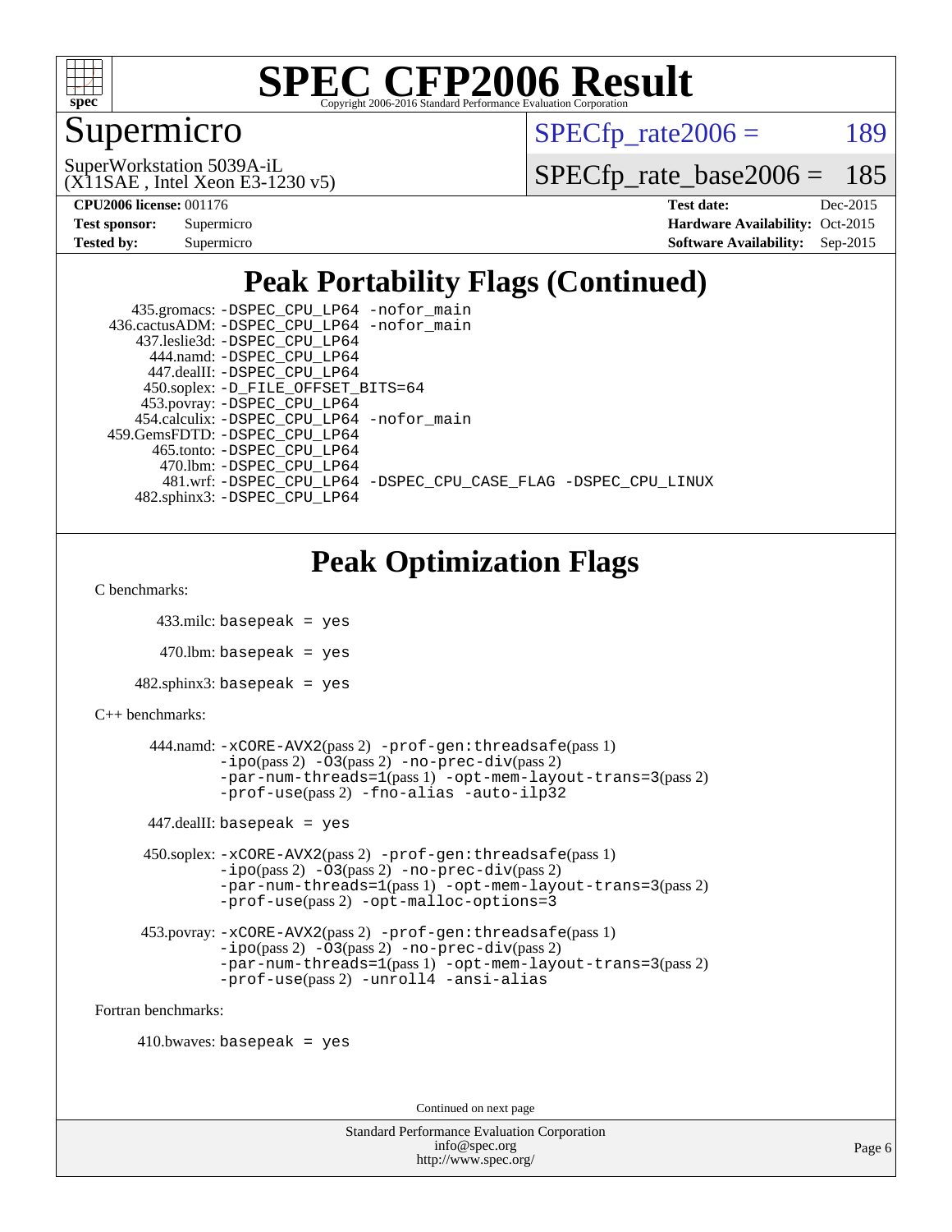# SPEC CFP2006 Result

Copyright 2006-2016 Standard Performance Evaluation Corporation

## Supermicro

SuperWorkstation 5039A-iL
(X11SAE , Intel Xeon E3-1230 v5)

SPECfp_rate2006 = 189

SPECfp_rate_base2006 = 185

| | | | |
|---|---|---|---|
| **CPU2006 license:** | 001176 | **Test date:** | Dec-2015 |
| **Test sponsor:** | Supermicro | **Hardware Availability:** | Oct-2015 |
| **Tested by:** | Supermicro | **Software Availability:** | Sep-2015 |

## Peak Portability Flags (Continued)

435.gromacs: -DSPEC_CPU_LP64 -nofor_main
436.cactusADM: -DSPEC_CPU_LP64 -nofor_main
437.leslie3d: -DSPEC_CPU_LP64
444.namd: -DSPEC_CPU_LP64
447.dealII: -DSPEC_CPU_LP64
450.soplex: -D_FILE_OFFSET_BITS=64
453.povray: -DSPEC_CPU_LP64
454.calculix: -DSPEC_CPU_LP64 -nofor_main
459.GemsFDTD: -DSPEC_CPU_LP64
465.tonto: -DSPEC_CPU_LP64
470.lbm: -DSPEC_CPU_LP64
481.wrf: -DSPEC_CPU_LP64 -DSPEC_CPU_CASE_FLAG -DSPEC_CPU_LINUX
482.sphinx3: -DSPEC_CPU_LP64

## Peak Optimization Flags

C benchmarks:

433.milc: basepeak = yes

470.lbm: basepeak = yes

482.sphinx3: basepeak = yes

C++ benchmarks:

444.namd: -xCORE-AVX2(pass 2) -prof-gen:threadsafe(pass 1) -ipo(pass 2) -O3(pass 2) -no-prec-div(pass 2) -par-num-threads=1(pass 1) -opt-mem-layout-trans=3(pass 2) -prof-use(pass 2) -fno-alias -auto-ilp32

447.dealII: basepeak = yes

450.soplex: -xCORE-AVX2(pass 2) -prof-gen:threadsafe(pass 1) -ipo(pass 2) -O3(pass 2) -no-prec-div(pass 2) -par-num-threads=1(pass 1) -opt-mem-layout-trans=3(pass 2) -prof-use(pass 2) -opt-malloc-options=3

453.povray: -xCORE-AVX2(pass 2) -prof-gen:threadsafe(pass 1) -ipo(pass 2) -O3(pass 2) -no-prec-div(pass 2) -par-num-threads=1(pass 1) -opt-mem-layout-trans=3(pass 2) -prof-use(pass 2) -unroll4 -ansi-alias

Fortran benchmarks:

410.bwaves: basepeak = yes

Continued on next page

Standard Performance Evaluation Corporation
info@spec.org
http://www.spec.org/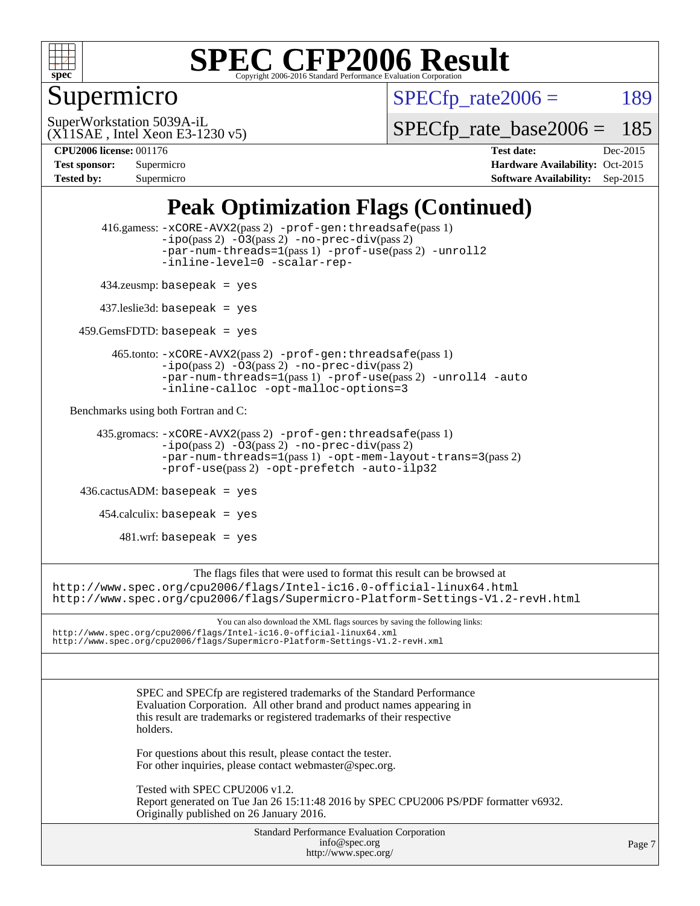# Peak Optimization Flags (Continued)

416.gamess: -xCORE-AVX2(pass 2) -prof-gen:threadsafe(pass 1)
-ipo(pass 2) -O3(pass 2) -no-prec-div(pass 2)
-par-num-threads=1(pass 1) -prof-use(pass 2) -unroll2
-inline-level=0 -scalar-rep-

434.zeusmp: basepeak = yes

437.leslie3d: basepeak = yes

459.GemsFDTD: basepeak = yes

465.tonto: -xCORE-AVX2(pass 2) -prof-gen:threadsafe(pass 1)
-ipo(pass 2) -O3(pass 2) -no-prec-div(pass 2)
-par-num-threads=1(pass 1) -prof-use(pass 2) -unroll4 -auto
-inline-calloc -opt-malloc-options=3

Benchmarks using both Fortran and C:

435.gromacs: -xCORE-AVX2(pass 2) -prof-gen:threadsafe(pass 1)
-ipo(pass 2) -O3(pass 2) -no-prec-div(pass 2)
-par-num-threads=1(pass 1) -opt-mem-layout-trans=3(pass 2)
-prof-use(pass 2) -opt-prefetch -auto-ilp32

436.cactusADM: basepeak = yes

454.calculix: basepeak = yes

481.wrf: basepeak = yes

The flags files that were used to format this result can be browsed at
http://www.spec.org/cpu2006/flags/Intel-ic16.0-official-linux64.html
http://www.spec.org/cpu2006/flags/Supermicro-Platform-Settings-V1.2-revH.html

You can also download the XML flags sources by saving the following links:
http://www.spec.org/cpu2006/flags/Intel-ic16.0-official-linux64.xml
http://www.spec.org/cpu2006/flags/Supermicro-Platform-Settings-V1.2-revH.xml

SPEC and SPECfp are registered trademarks of the Standard Performance Evaluation Corporation. All other brand and product names appearing in this result are trademarks or registered trademarks of their respective holders.

For questions about this result, please contact the tester.
For other inquiries, please contact webmaster@spec.org.

Tested with SPEC CPU2006 v1.2.
Report generated on Tue Jan 26 15:11:48 2016 by SPEC CPU2006 PS/PDF formatter v6932.
Originally published on 26 January 2016.